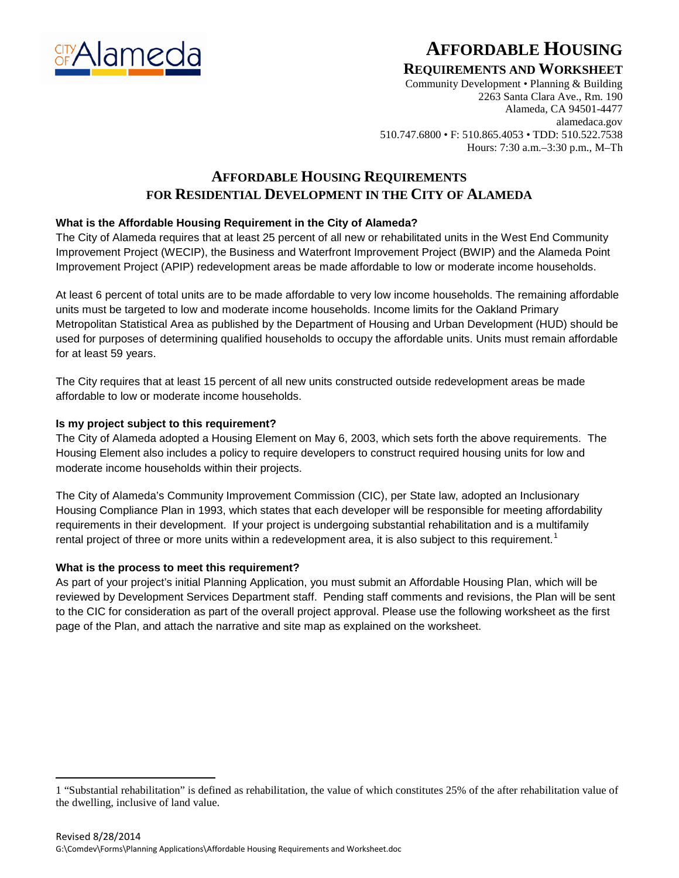# AFFORDABLE HOUSING

## REQUIREMENTS AND WORKSHEET

Community Development • Planning & Building
2263 Santa Clara Ave., Rm. 190
Alameda, CA 94501-4477
alamedaca.gov
510.747.6800 • F: 510.865.4053 • TDD: 510.522.7538
Hours: 7:30 a.m.–3:30 p.m., M–Th

## AFFORDABLE HOUSING REQUIREMENTS FOR RESIDENTIAL DEVELOPMENT IN THE CITY OF ALAMEDA

### What is the Affordable Housing Requirement in the City of Alameda?

The City of Alameda requires that at least 25 percent of all new or rehabilitated units in the West End Community Improvement Project (WECIP), the Business and Waterfront Improvement Project (BWIP) and the Alameda Point Improvement Project (APIP) redevelopment areas be made affordable to low or moderate income households.

At least 6 percent of total units are to be made affordable to very low income households. The remaining affordable units must be targeted to low and moderate income households. Income limits for the Oakland Primary Metropolitan Statistical Area as published by the Department of Housing and Urban Development (HUD) should be used for purposes of determining qualified households to occupy the affordable units. Units must remain affordable for at least 59 years.

The City requires that at least 15 percent of all new units constructed outside redevelopment areas be made affordable to low or moderate income households.

### Is my project subject to this requirement?

The City of Alameda adopted a Housing Element on May 6, 2003, which sets forth the above requirements. The Housing Element also includes a policy to require developers to construct required housing units for low and moderate income households within their projects.

The City of Alameda's Community Improvement Commission (CIC), per State law, adopted an Inclusionary Housing Compliance Plan in 1993, which states that each developer will be responsible for meeting affordability requirements in their development. If your project is undergoing substantial rehabilitation and is a multifamily rental project of three or more units within a redevelopment area, it is also subject to this requirement.[1]

### What is the process to meet this requirement?

As part of your project's initial Planning Application, you must submit an Affordable Housing Plan, which will be reviewed by Development Services Department staff. Pending staff comments and revisions, the Plan will be sent to the CIC for consideration as part of the overall project approval. Please use the following worksheet as the first page of the Plan, and attach the narrative and site map as explained on the worksheet.

---

1 "Substantial rehabilitation" is defined as rehabilitation, the value of which constitutes 25% of the after rehabilitation value of the dwelling, inclusive of land value.

Revised 8/28/2014
G:\Comdev\Forms\Planning Applications\Affordable Housing Requirements and Worksheet.doc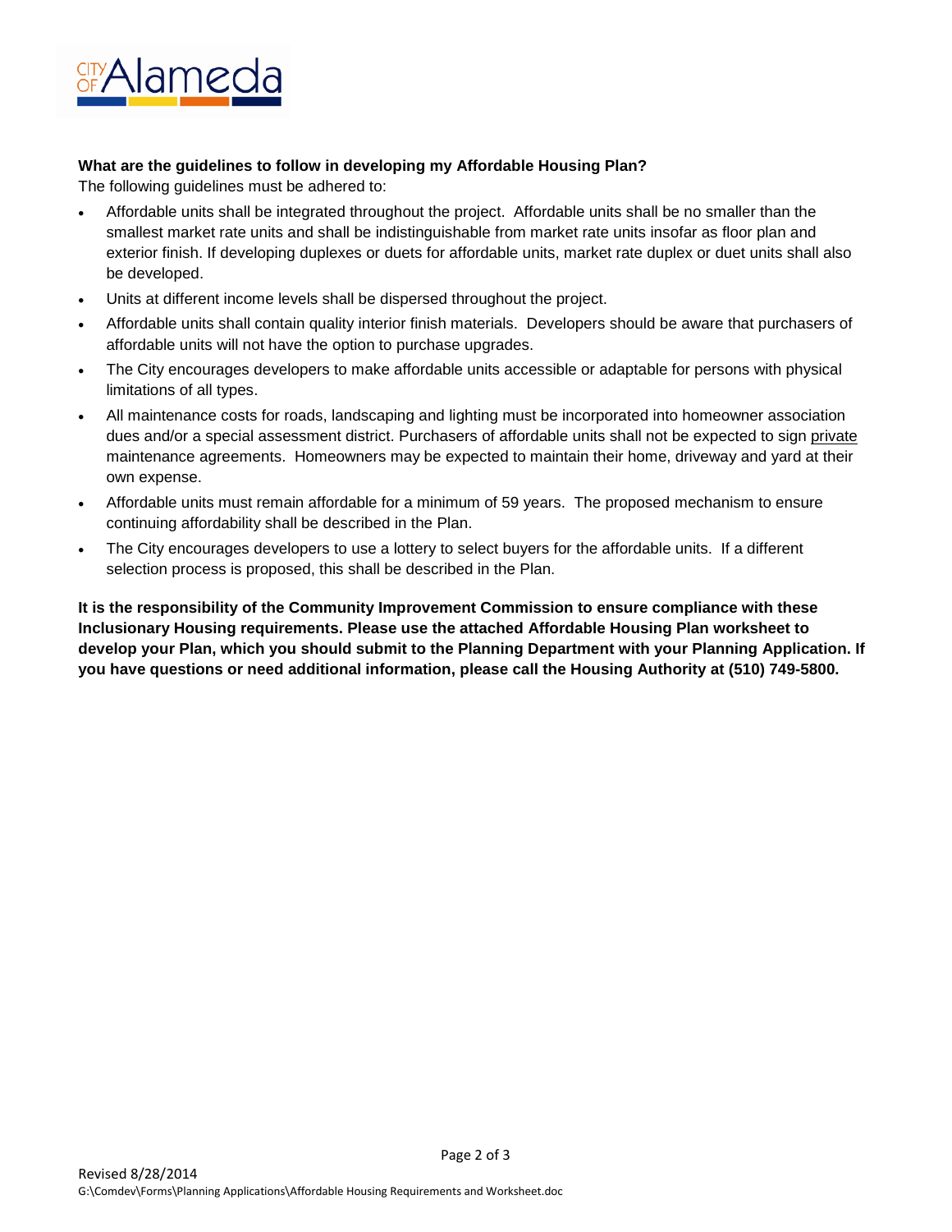**What are the guidelines to follow in developing my Affordable Housing Plan?**

The following guidelines must be adhered to:

- Affordable units shall be integrated throughout the project. Affordable units shall be no smaller than the smallest market rate units and shall be indistinguishable from market rate units insofar as floor plan and exterior finish. If developing duplexes or duets for affordable units, market rate duplex or duet units shall also be developed.
- Units at different income levels shall be dispersed throughout the project.
- Affordable units shall contain quality interior finish materials. Developers should be aware that purchasers of affordable units will not have the option to purchase upgrades.
- The City encourages developers to make affordable units accessible or adaptable for persons with physical limitations of all types.
- All maintenance costs for roads, landscaping and lighting must be incorporated into homeowner association dues and/or a special assessment district. Purchasers of affordable units shall not be expected to sign private maintenance agreements. Homeowners may be expected to maintain their home, driveway and yard at their own expense.
- Affordable units must remain affordable for a minimum of 59 years. The proposed mechanism to ensure continuing affordability shall be described in the Plan.
- The City encourages developers to use a lottery to select buyers for the affordable units. If a different selection process is proposed, this shall be described in the Plan.

**It is the responsibility of the Community Improvement Commission to ensure compliance with these Inclusionary Housing requirements. Please use the attached Affordable Housing Plan worksheet to develop your Plan, which you should submit to the Planning Department with your Planning Application. If you have questions or need additional information, please call the Housing Authority at (510) 749-5800.**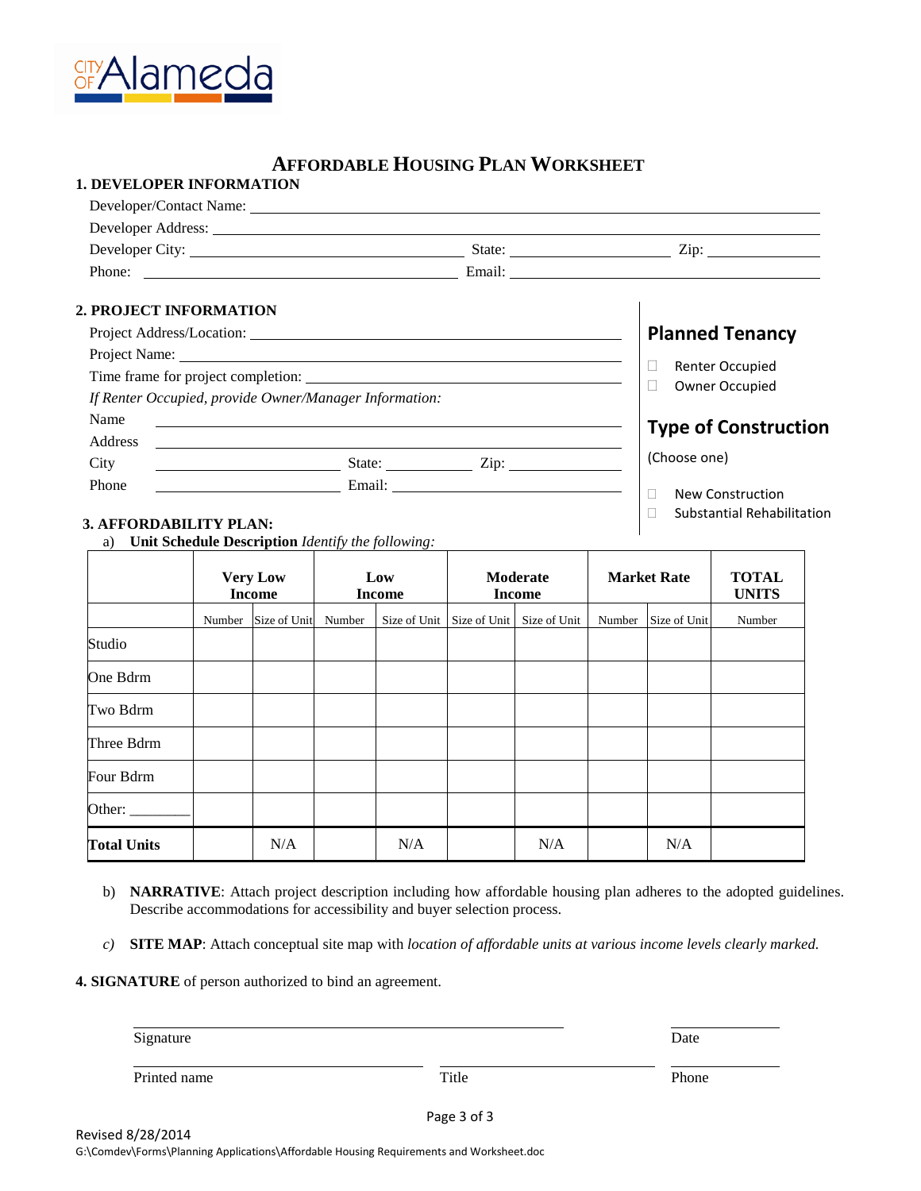CITY OF Alameda

# AFFORDABLE HOUSING PLAN WORKSHEET

## 1. DEVELOPER INFORMATION

Developer/Contact Name: ____________________

Developer Address: ____________________

Developer City: ____________________ State: __________ Zip: __________

Phone: ____________________ Email: ____________________

## 2. PROJECT INFORMATION

Project Address/Location: ____________________

Project Name: ____________________

Time frame for project completion: ____________________

*If Renter Occupied, provide Owner/Manager Information:*

Name ____________________

Address ____________________

City ____________________ State: __________ Zip: __________

Phone ____________________ Email: ____________________

### Planned Tenancy

- ☐ Renter Occupied
- ☐ Owner Occupied

### Type of Construction

(Choose one)

- ☐ New Construction
- ☐ Substantial Rehabilitation

## 3. AFFORDABILITY PLAN:

a) **Unit Schedule Description** *Identify the following:*

| | **Very Low Income** | | **Low Income** | | **Moderate Income** | | **Market Rate** | | **TOTAL UNITS** |
|---|---|---|---|---|---|---|---|---|---|
| | Number | Size of Unit | Number | Size of Unit | Size of Unit | Size of Unit | Number | Size of Unit | Number |
| Studio | | | | | | | | | |
| One Bdrm | | | | | | | | | |
| Two Bdrm | | | | | | | | | |
| Three Bdrm | | | | | | | | | |
| Four Bdrm | | | | | | | | | |
| Other: ________ | | | | | | | | | |
| **Total Units** | | N/A | | N/A | | N/A | | N/A | |

b) **NARRATIVE**: Attach project description including how affordable housing plan adheres to the adopted guidelines. Describe accommodations for accessibility and buyer selection process.

*c)* **SITE MAP**: Attach conceptual site map with *location of affordable units at various income levels clearly marked.*

## 4. SIGNATURE of person authorized to bind an agreement.

____________________ Signature ____________________ Date

____________________ Printed name ____________________ Title ____________________ Phone

Revised 8/28/2014

G:\Comdev\Forms\Planning Applications\Affordable Housing Requirements and Worksheet.doc